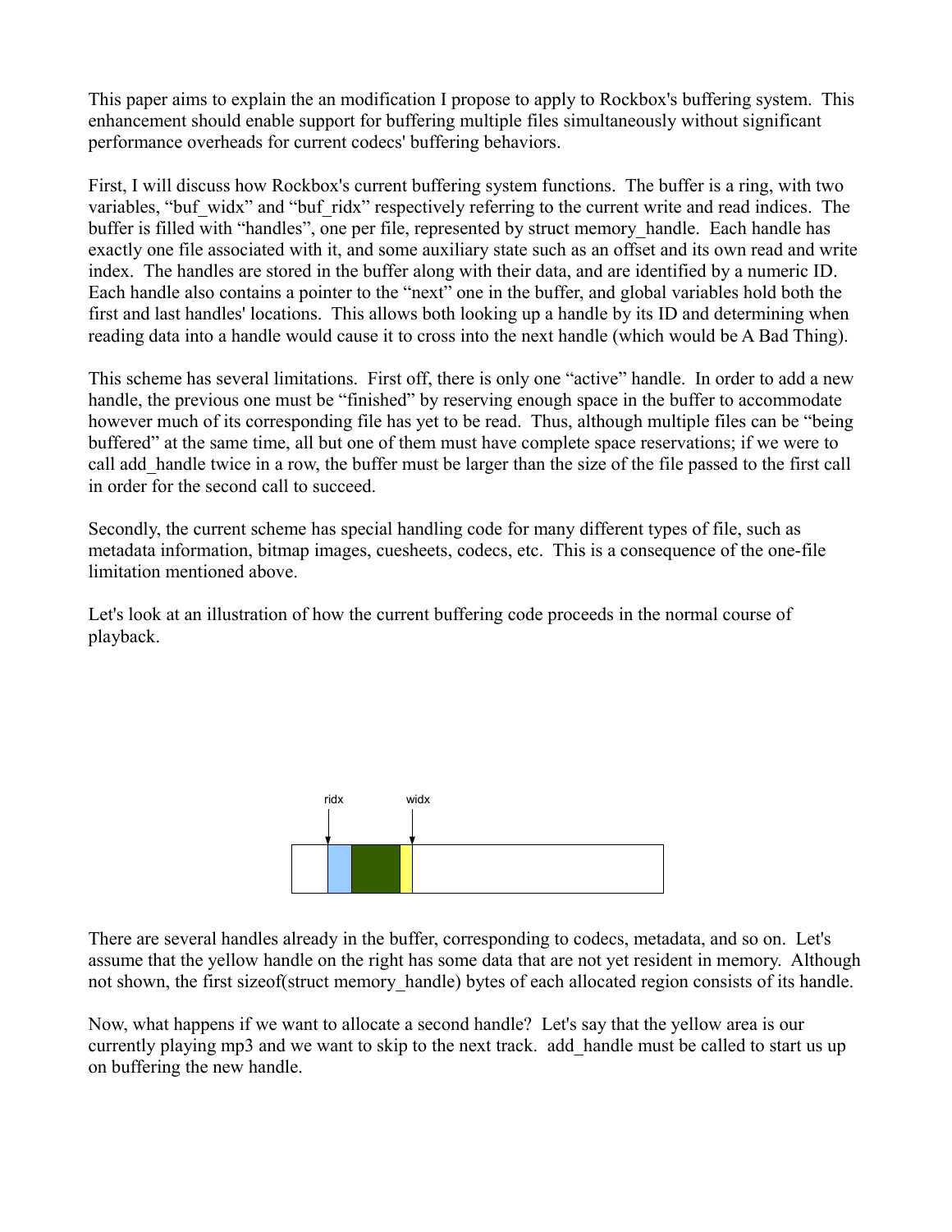This paper aims to explain the an modification I propose to apply to Rockbox's buffering system. This enhancement should enable support for buffering multiple files simultaneously without significant performance overheads for current codecs' buffering behaviors.

First, I will discuss how Rockbox's current buffering system functions. The buffer is a ring, with two variables, "buf_widx" and "buf_ridx" respectively referring to the current write and read indices. The buffer is filled with "handles", one per file, represented by struct memory_handle. Each handle has exactly one file associated with it, and some auxiliary state such as an offset and its own read and write index. The handles are stored in the buffer along with their data, and are identified by a numeric ID. Each handle also contains a pointer to the "next" one in the buffer, and global variables hold both the first and last handles' locations. This allows both looking up a handle by its ID and determining when reading data into a handle would cause it to cross into the next handle (which would be A Bad Thing).

This scheme has several limitations. First off, there is only one "active" handle. In order to add a new handle, the previous one must be "finished" by reserving enough space in the buffer to accommodate however much of its corresponding file has yet to be read. Thus, although multiple files can be "being buffered" at the same time, all but one of them must have complete space reservations; if we were to call add_handle twice in a row, the buffer must be larger than the size of the file passed to the first call in order for the second call to succeed.

Secondly, the current scheme has special handling code for many different types of file, such as metadata information, bitmap images, cuesheets, codecs, etc. This is a consequence of the one-file limitation mentioned above.

Let's look at an illustration of how the current buffering code proceeds in the normal course of playback.

ridx widx

There are several handles already in the buffer, corresponding to codecs, metadata, and so on. Let's assume that the yellow handle on the right has some data that are not yet resident in memory. Although not shown, the first sizeof(struct memory_handle) bytes of each allocated region consists of its handle.

Now, what happens if we want to allocate a second handle? Let's say that the yellow area is our currently playing mp3 and we want to skip to the next track. add_handle must be called to start us up on buffering the new handle.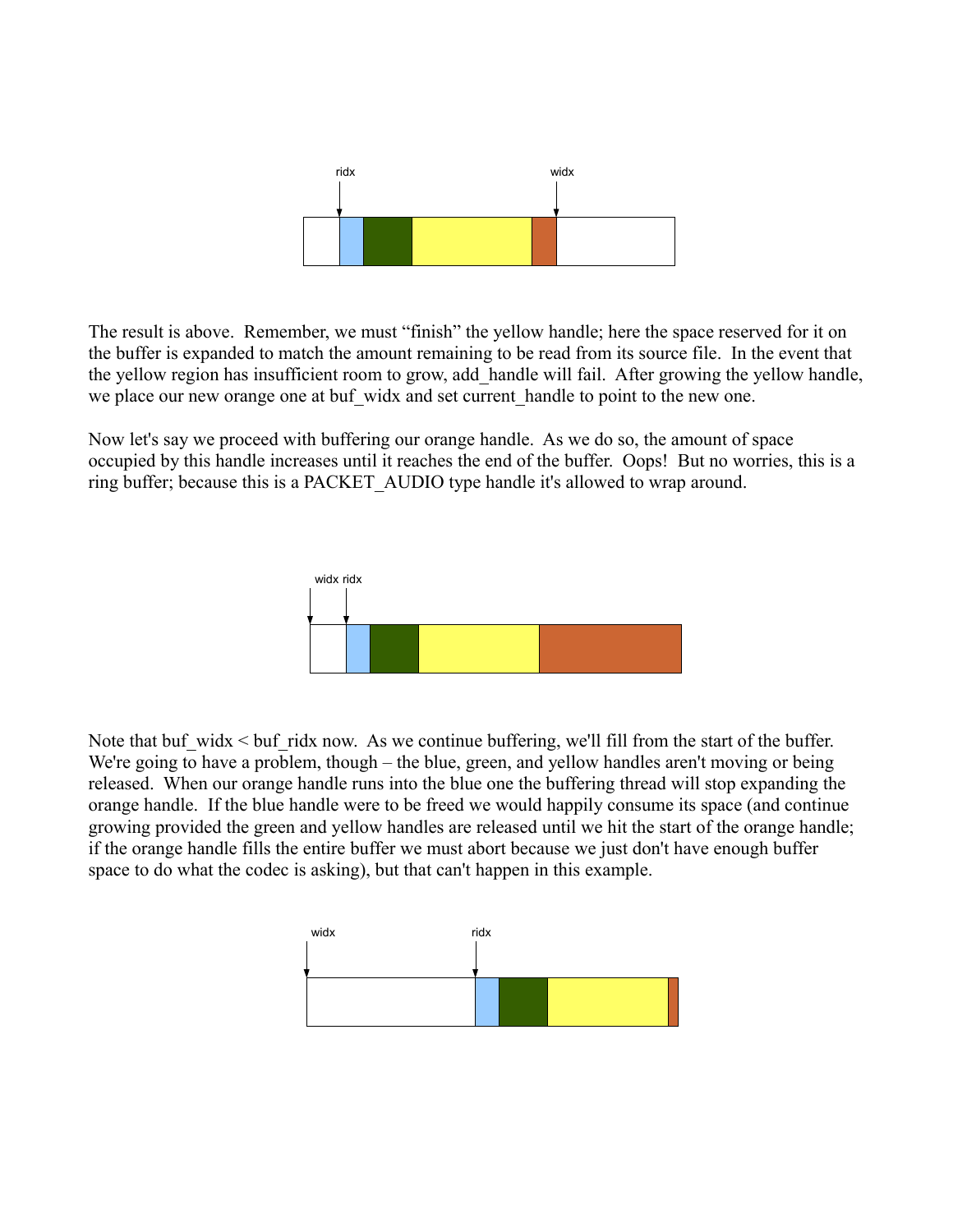The result is above. Remember, we must "finish" the yellow handle; here the space reserved for it on the buffer is expanded to match the amount remaining to be read from its source file. In the event that the yellow region has insufficient room to grow, add_handle will fail. After growing the yellow handle, we place our new orange one at buf_widx and set current_handle to point to the new one.

Now let's say we proceed with buffering our orange handle. As we do so, the amount of space occupied by this handle increases until it reaches the end of the buffer. Oops! But no worries, this is a ring buffer; because this is a PACKET_AUDIO type handle it's allowed to wrap around.

Note that buf_widx < buf_ridx now. As we continue buffering, we'll fill from the start of the buffer. We're going to have a problem, though – the blue, green, and yellow handles aren't moving or being released. When our orange handle runs into the blue one the buffering thread will stop expanding the orange handle. If the blue handle were to be freed we would happily consume its space (and continue growing provided the green and yellow handles are released until we hit the start of the orange handle; if the orange handle fills the entire buffer we must abort because we just don't have enough buffer space to do what the codec is asking), but that can't happen in this example.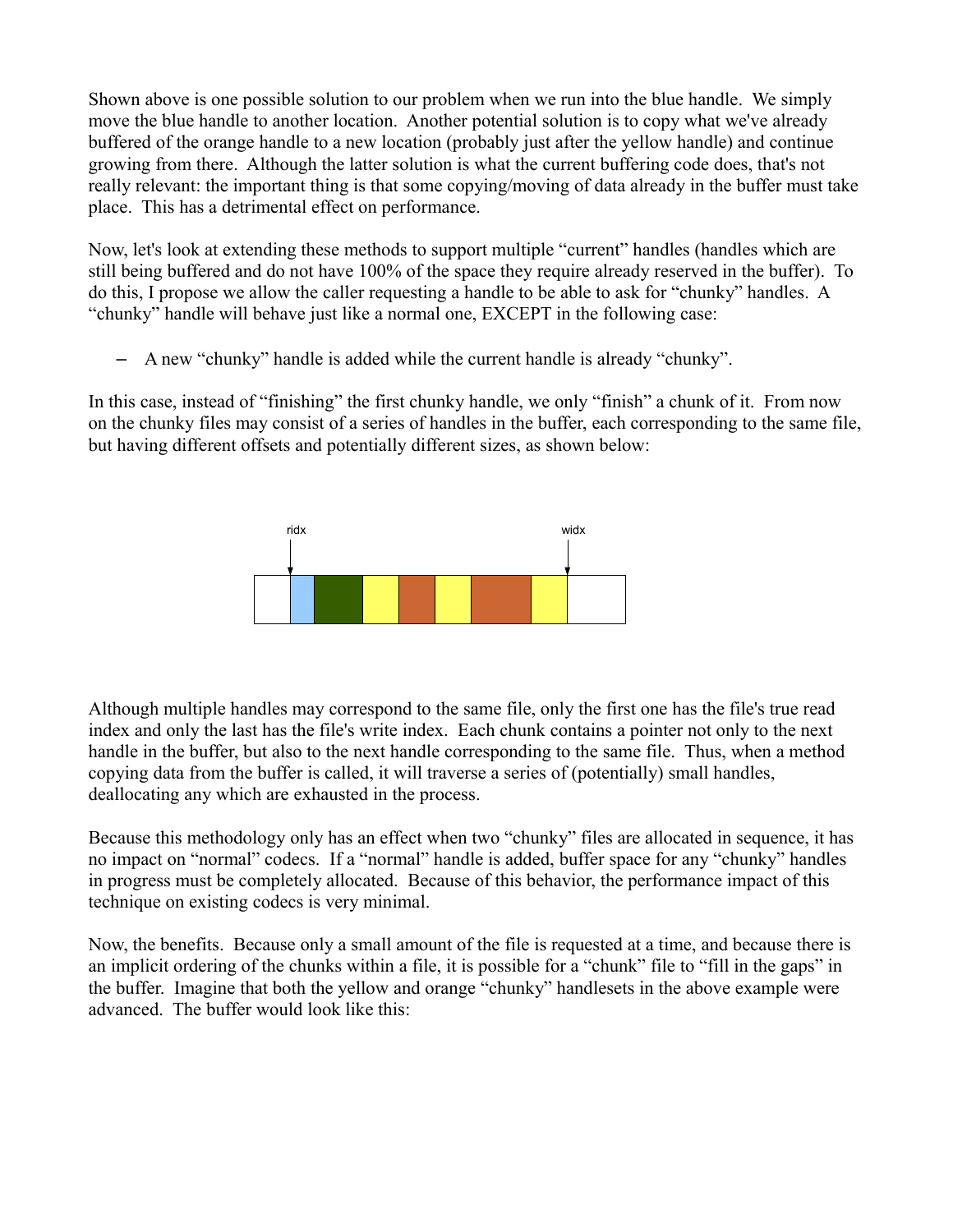Shown above is one possible solution to our problem when we run into the blue handle. We simply move the blue handle to another location. Another potential solution is to copy what we've already buffered of the orange handle to a new location (probably just after the yellow handle) and continue growing from there. Although the latter solution is what the current buffering code does, that's not really relevant: the important thing is that some copying/moving of data already in the buffer must take place. This has a detrimental effect on performance.

Now, let's look at extending these methods to support multiple "current" handles (handles which are still being buffered and do not have 100% of the space they require already reserved in the buffer). To do this, I propose we allow the caller requesting a handle to be able to ask for "chunky" handles. A "chunky" handle will behave just like a normal one, EXCEPT in the following case:

- A new "chunky" handle is added while the current handle is already "chunky".

In this case, instead of "finishing" the first chunky handle, we only "finish" a chunk of it. From now on the chunky files may consist of a series of handles in the buffer, each corresponding to the same file, but having different offsets and potentially different sizes, as shown below:

Although multiple handles may correspond to the same file, only the first one has the file's true read index and only the last has the file's write index. Each chunk contains a pointer not only to the next handle in the buffer, but also to the next handle corresponding to the same file. Thus, when a method copying data from the buffer is called, it will traverse a series of (potentially) small handles, deallocating any which are exhausted in the process.

Because this methodology only has an effect when two "chunky" files are allocated in sequence, it has no impact on "normal" codecs. If a "normal" handle is added, buffer space for any "chunky" handles in progress must be completely allocated. Because of this behavior, the performance impact of this technique on existing codecs is very minimal.

Now, the benefits. Because only a small amount of the file is requested at a time, and because there is an implicit ordering of the chunks within a file, it is possible for a "chunk" file to "fill in the gaps" in the buffer. Imagine that both the yellow and orange "chunky" handlesets in the above example were advanced. The buffer would look like this: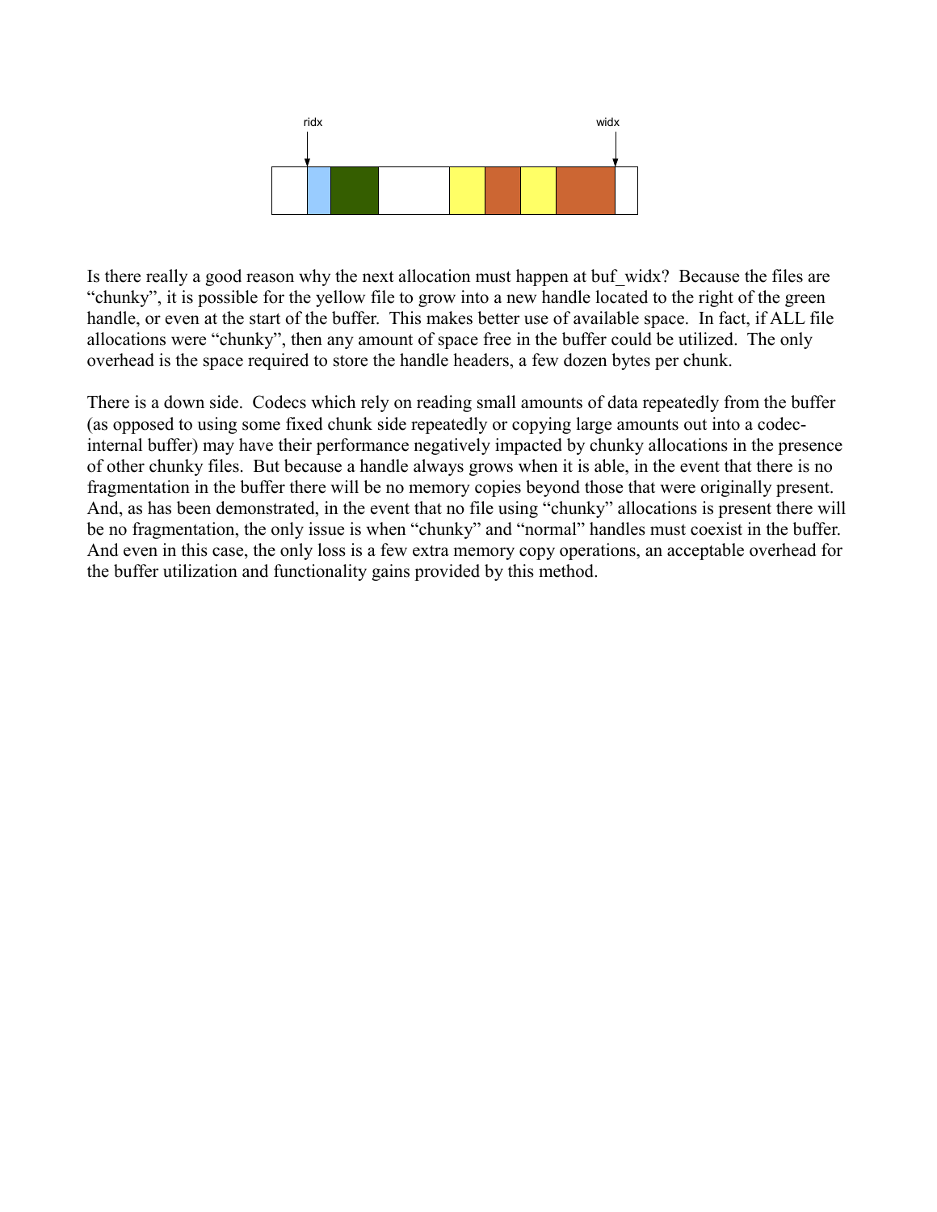ridx

widx

Is there really a good reason why the next allocation must happen at buf_widx? Because the files are "chunky", it is possible for the yellow file to grow into a new handle located to the right of the green handle, or even at the start of the buffer. This makes better use of available space. In fact, if ALL file allocations were "chunky", then any amount of space free in the buffer could be utilized. The only overhead is the space required to store the handle headers, a few dozen bytes per chunk.

There is a down side. Codecs which rely on reading small amounts of data repeatedly from the buffer (as opposed to using some fixed chunk side repeatedly or copying large amounts out into a codec-internal buffer) may have their performance negatively impacted by chunky allocations in the presence of other chunky files. But because a handle always grows when it is able, in the event that there is no fragmentation in the buffer there will be no memory copies beyond those that were originally present. And, as has been demonstrated, in the event that no file using "chunky" allocations is present there will be no fragmentation, the only issue is when "chunky" and "normal" handles must coexist in the buffer. And even in this case, the only loss is a few extra memory copy operations, an acceptable overhead for the buffer utilization and functionality gains provided by this method.